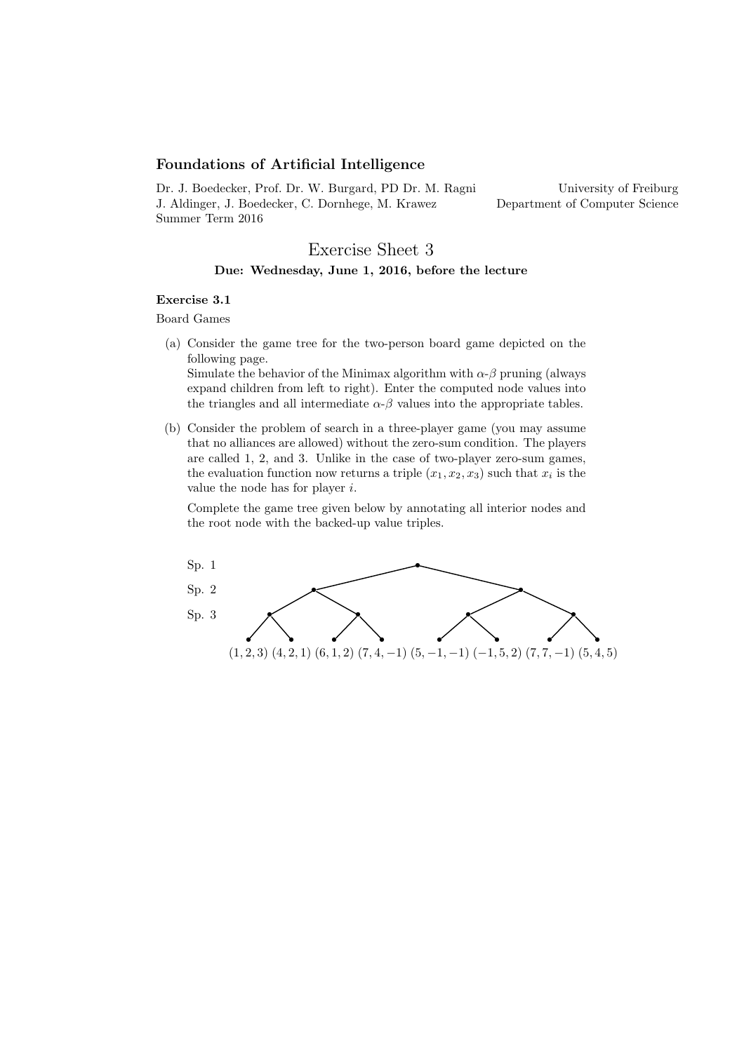**Foundations of Artificial Intelligence**

Dr. J. Boedecker, Prof. Dr. W. Burgard, PD Dr. M. Ragni
J. Aldinger, J. Boedecker, C. Dornhege, M. Krawez
Summer Term 2016

University of Freiburg
Department of Computer Science

# Exercise Sheet 3

**Due: Wednesday, June 1, 2016, before the lecture**

### Exercise 3.1

Board Games

(a) Consider the game tree for the two-person board game depicted on the following page.
Simulate the behavior of the Minimax algorithm with $\alpha$-$\beta$ pruning (always expand children from left to right). Enter the computed node values into the triangles and all intermediate $\alpha$-$\beta$ values into the appropriate tables.

(b) Consider the problem of search in a three-player game (you may assume that no alliances are allowed) without the zero-sum condition. The players are called 1, 2, and 3. Unlike in the case of two-player zero-sum games, the evaluation function now returns a triple $(x_1, x_2, x_3)$ such that $x_i$ is the value the node has for player $i$.

Complete the game tree given below by annotating all interior nodes and the root node with the backed-up value triples.

Sp. 1

Sp. 2

Sp. 3

$(1, 2, 3)$ $(4, 2, 1)$ $(6, 1, 2)$ $(7, 4, -1)$ $(5, -1, -1)$ $(-1, 5, 2)$ $(7, 7, -1)$ $(5, 4, 5)$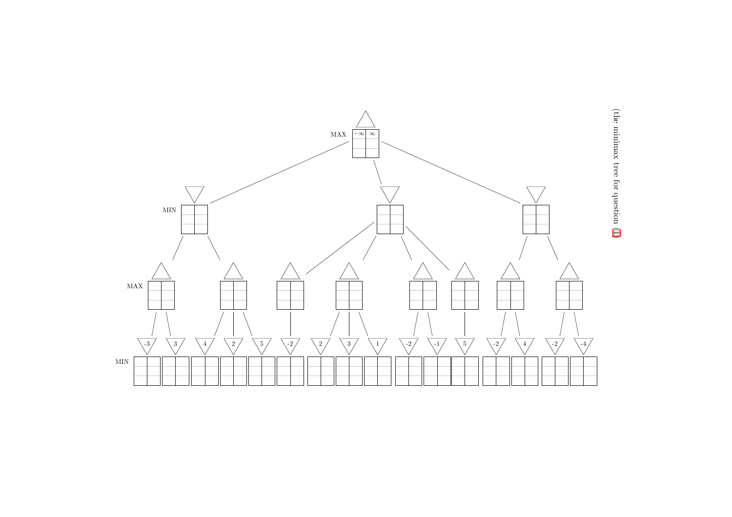MAX $-\infty$ $\infty$

MIN

MAX

MIN

-3 3 4 2 5 -2 2 3 1 -2 -1 5 -2 4 -2 -4

(the minimax tree for question (1))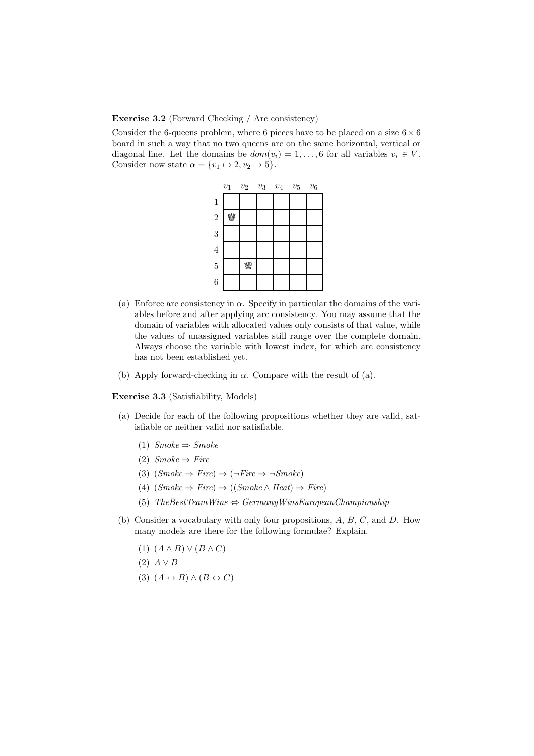**Exercise 3.2** (Forward Checking / Arc consistency)

Consider the 6-queens problem, where 6 pieces have to be placed on a size $6 \times 6$ board in such a way that no two queens are on the same horizontal, vertical or diagonal line. Let the domains be $dom(v_i) = 1, \ldots, 6$ for all variables $v_i \in V$. Consider now state $\alpha = \{v_1 \mapsto 2, v_2 \mapsto 5\}$.

| | $v_1$ | $v_2$ | $v_3$ | $v_4$ | $v_5$ | $v_6$ |
|---|---|---|---|---|---|---|
| 1 | | | | | | |
| 2 | ♛ | | | | | |
| 3 | | | | | | |
| 4 | | | | | | |
| 5 | | ♛ | | | | |
| 6 | | | | | | |

(a) Enforce arc consistency in $\alpha$. Specify in particular the domains of the variables before and after applying arc consistency. You may assume that the domain of variables with allocated values only consists of that value, while the values of unassigned variables still range over the complete domain. Always choose the variable with lowest index, for which arc consistency has not been established yet.

(b) Apply forward-checking in $\alpha$. Compare with the result of (a).

**Exercise 3.3** (Satisfiability, Models)

(a) Decide for each of the following propositions whether they are valid, satisfiable or neither valid nor satisfiable.

  (1) $Smoke \Rightarrow Smoke$

  (2) $Smoke \Rightarrow Fire$

  (3) $(Smoke \Rightarrow Fire) \Rightarrow (\neg Fire \Rightarrow \neg Smoke)$

  (4) $(Smoke \Rightarrow Fire) \Rightarrow ((Smoke \wedge Heat) \Rightarrow Fire)$

  (5) $TheBestTeamWins \Leftrightarrow GermanyWinsEuropeanChampionship$

(b) Consider a vocabulary with only four propositions, $A$, $B$, $C$, and $D$. How many models are there for the following formulae? Explain.

  (1) $(A \wedge B) \vee (B \wedge C)$

  (2) $A \vee B$

  (3) $(A \leftrightarrow B) \wedge (B \leftrightarrow C)$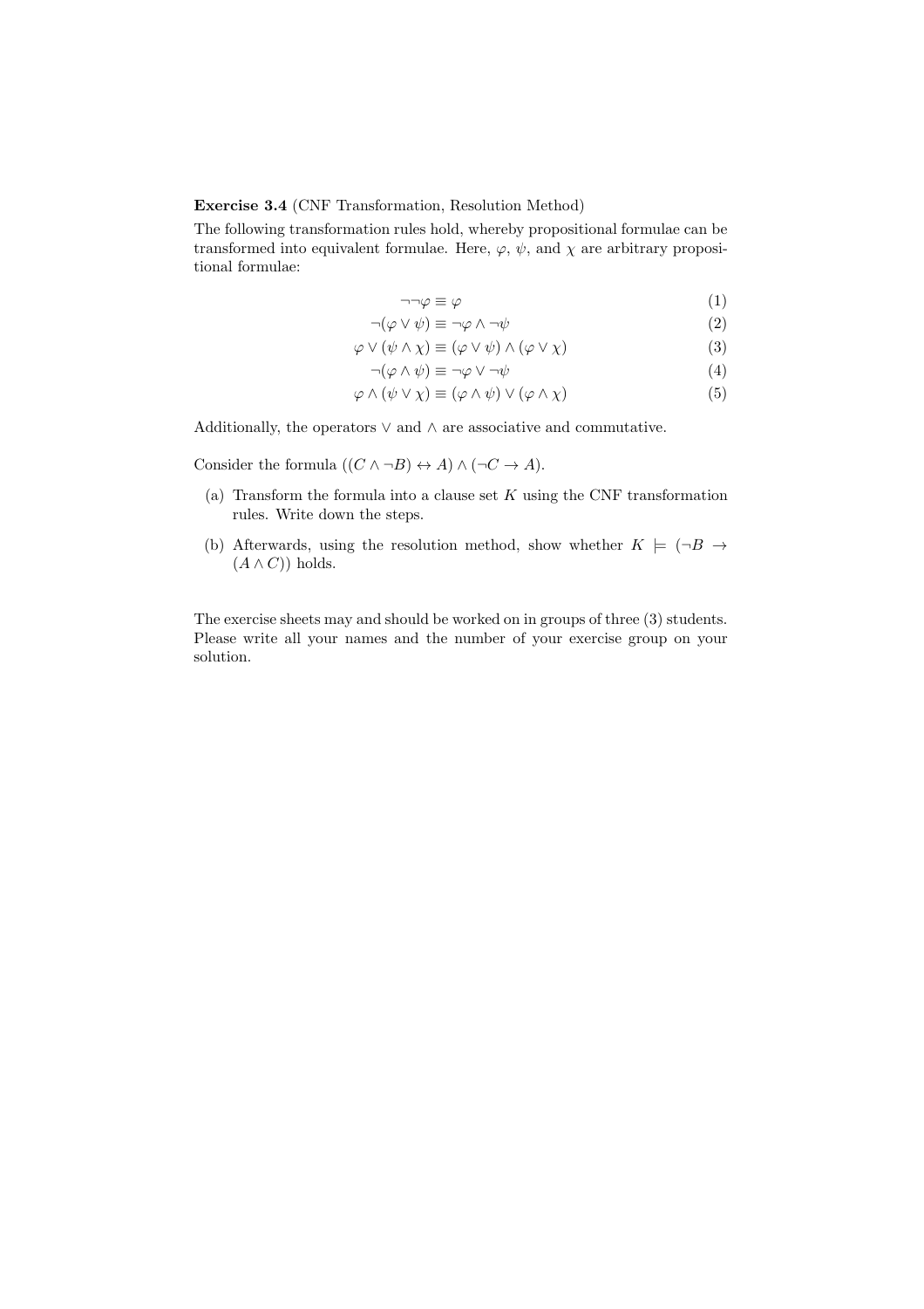**Exercise 3.4** (CNF Transformation, Resolution Method)

The following transformation rules hold, whereby propositional formulae can be transformed into equivalent formulae. Here, $\varphi$, $\psi$, and $\chi$ are arbitrary propositional formulae:

$$\neg\neg\varphi \equiv \varphi \tag{1}$$

$$\neg(\varphi \vee \psi) \equiv \neg\varphi \wedge \neg\psi \tag{2}$$

$$\varphi \vee (\psi \wedge \chi) \equiv (\varphi \vee \psi) \wedge (\varphi \vee \chi) \tag{3}$$

$$\neg(\varphi \wedge \psi) \equiv \neg\varphi \vee \neg\psi \tag{4}$$

$$\varphi \wedge (\psi \vee \chi) \equiv (\varphi \wedge \psi) \vee (\varphi \wedge \chi) \tag{5}$$

Additionally, the operators $\vee$ and $\wedge$ are associative and commutative.

Consider the formula $((C \wedge \neg B) \leftrightarrow A) \wedge (\neg C \rightarrow A)$.

(a) Transform the formula into a clause set $K$ using the CNF transformation rules. Write down the steps.

(b) Afterwards, using the resolution method, show whether $K \models (\neg B \rightarrow (A \wedge C))$ holds.

The exercise sheets may and should be worked on in groups of three (3) students. Please write all your names and the number of your exercise group on your solution.